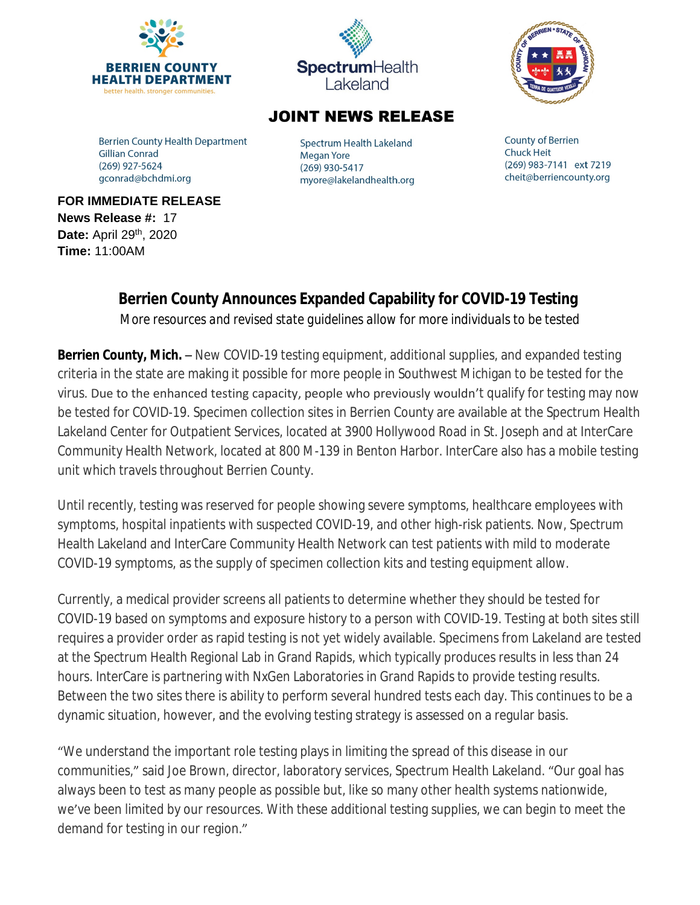BERRIEN COUNTY HEALTH DEPARTMENT
better health. stronger communities.

SpectrumHealth Lakeland

## JOINT NEWS RELEASE

Berrien County Health Department
Gillian Conrad
(269) 927-5624
gconrad@bchdmi.org

Spectrum Health Lakeland
Megan Yore
(269) 930-5417
myore@lakelandhealth.org

County of Berrien
Chuck Heit
(269) 983-7141 ext 7219
cheit@berriencounty.org

**FOR IMMEDIATE RELEASE**
**News Release #:** 17
**Date:** April 29th, 2020
**Time:** 11:00AM

# Berrien County Announces Expanded Capability for COVID-19 Testing

More resources and revised state guidelines allow for more individuals to be tested

**Berrien County, Mich.** – New COVID-19 testing equipment, additional supplies, and expanded testing criteria in the state are making it possible for more people in Southwest Michigan to be tested for the virus. Due to the enhanced testing capacity, people who previously wouldn't qualify for testing may now be tested for COVID-19. Specimen collection sites in Berrien County are available at the Spectrum Health Lakeland Center for Outpatient Services, located at 3900 Hollywood Road in St. Joseph and at InterCare Community Health Network, located at 800 M-139 in Benton Harbor. InterCare also has a mobile testing unit which travels throughout Berrien County.

Until recently, testing was reserved for people showing severe symptoms, healthcare employees with symptoms, hospital inpatients with suspected COVID-19, and other high-risk patients. Now, Spectrum Health Lakeland and InterCare Community Health Network can test patients with mild to moderate COVID-19 symptoms, as the supply of specimen collection kits and testing equipment allow.

Currently, a medical provider screens all patients to determine whether they should be tested for COVID-19 based on symptoms and exposure history to a person with COVID-19. Testing at both sites still requires a provider order as rapid testing is not yet widely available. Specimens from Lakeland are tested at the Spectrum Health Regional Lab in Grand Rapids, which typically produces results in less than 24 hours. InterCare is partnering with NxGen Laboratories in Grand Rapids to provide testing results. Between the two sites there is ability to perform several hundred tests each day. This continues to be a dynamic situation, however, and the evolving testing strategy is assessed on a regular basis.

"We understand the important role testing plays in limiting the spread of this disease in our communities," said Joe Brown, director, laboratory services, Spectrum Health Lakeland. "Our goal has always been to test as many people as possible but, like so many other health systems nationwide, we've been limited by our resources. With these additional testing supplies, we can begin to meet the demand for testing in our region."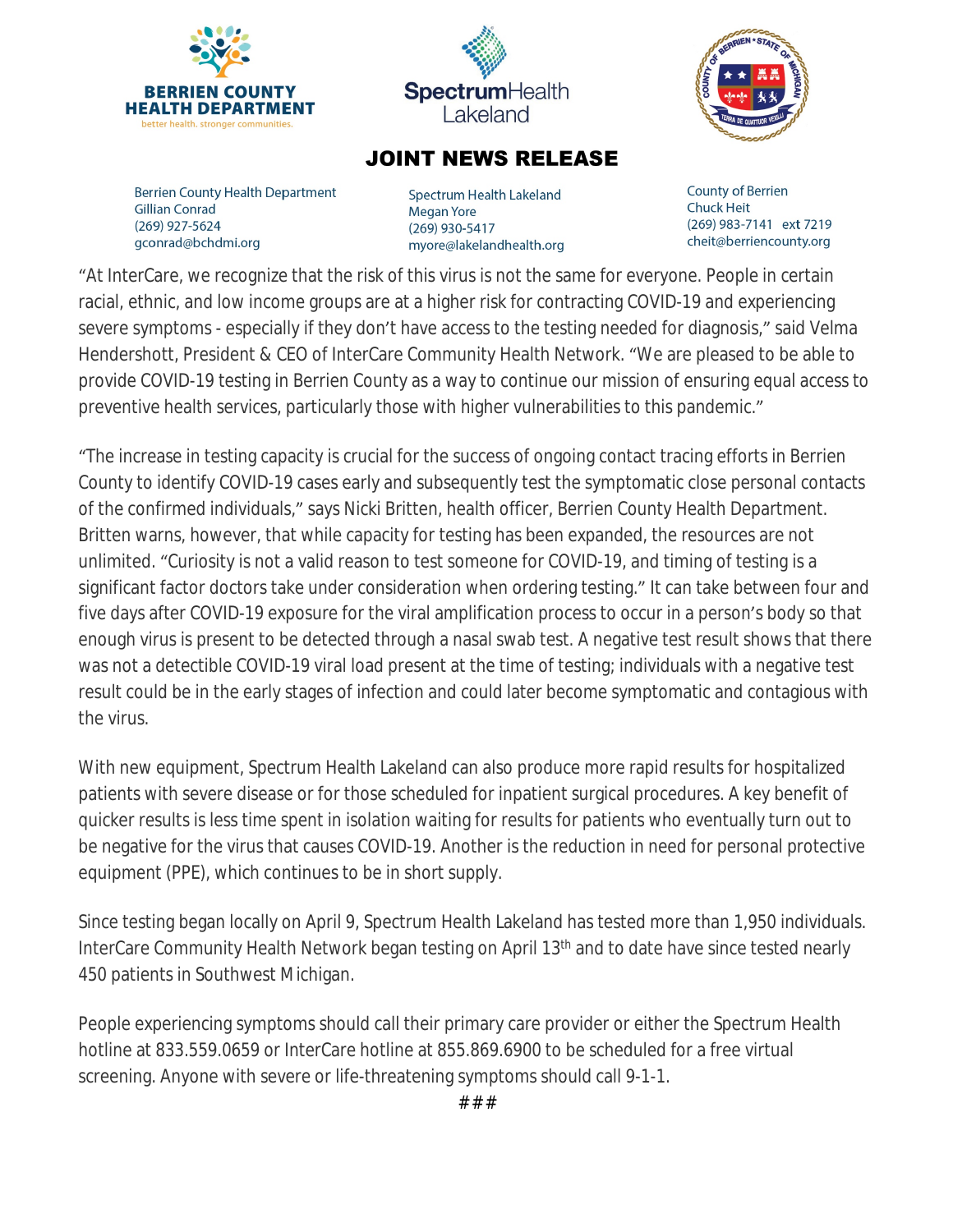# JOINT NEWS RELEASE

Berrien County Health Department
Gillian Conrad
(269) 927-5624
gconrad@bchdmi.org

Spectrum Health Lakeland
Megan Yore
(269) 930-5417
myore@lakelandhealth.org

County of Berrien
Chuck Heit
(269) 983-7141 ext 7219
cheit@berriencounty.org

"At InterCare, we recognize that the risk of this virus is not the same for everyone. People in certain racial, ethnic, and low income groups are at a higher risk for contracting COVID-19 and experiencing severe symptoms - especially if they don't have access to the testing needed for diagnosis," said Velma Hendershott, President & CEO of InterCare Community Health Network. "We are pleased to be able to provide COVID-19 testing in Berrien County as a way to continue our mission of ensuring equal access to preventive health services, particularly those with higher vulnerabilities to this pandemic."

"The increase in testing capacity is crucial for the success of ongoing contact tracing efforts in Berrien County to identify COVID-19 cases early and subsequently test the symptomatic close personal contacts of the confirmed individuals," says Nicki Britten, health officer, Berrien County Health Department. Britten warns, however, that while capacity for testing has been expanded, the resources are not unlimited. "Curiosity is not a valid reason to test someone for COVID-19, and timing of testing is a significant factor doctors take under consideration when ordering testing." It can take between four and five days after COVID-19 exposure for the viral amplification process to occur in a person's body so that enough virus is present to be detected through a nasal swab test. A negative test result shows that there was not a detectible COVID-19 viral load present at the time of testing; individuals with a negative test result could be in the early stages of infection and could later become symptomatic and contagious with the virus.

With new equipment, Spectrum Health Lakeland can also produce more rapid results for hospitalized patients with severe disease or for those scheduled for inpatient surgical procedures. A key benefit of quicker results is less time spent in isolation waiting for results for patients who eventually turn out to be negative for the virus that causes COVID-19. Another is the reduction in need for personal protective equipment (PPE), which continues to be in short supply.

Since testing began locally on April 9, Spectrum Health Lakeland has tested more than 1,950 individuals. InterCare Community Health Network began testing on April 13th and to date have since tested nearly 450 patients in Southwest Michigan.

People experiencing symptoms should call their primary care provider or either the Spectrum Health hotline at 833.559.0659 or InterCare hotline at 855.869.6900 to be scheduled for a free virtual screening. Anyone with severe or life-threatening symptoms should call 9-1-1.

###